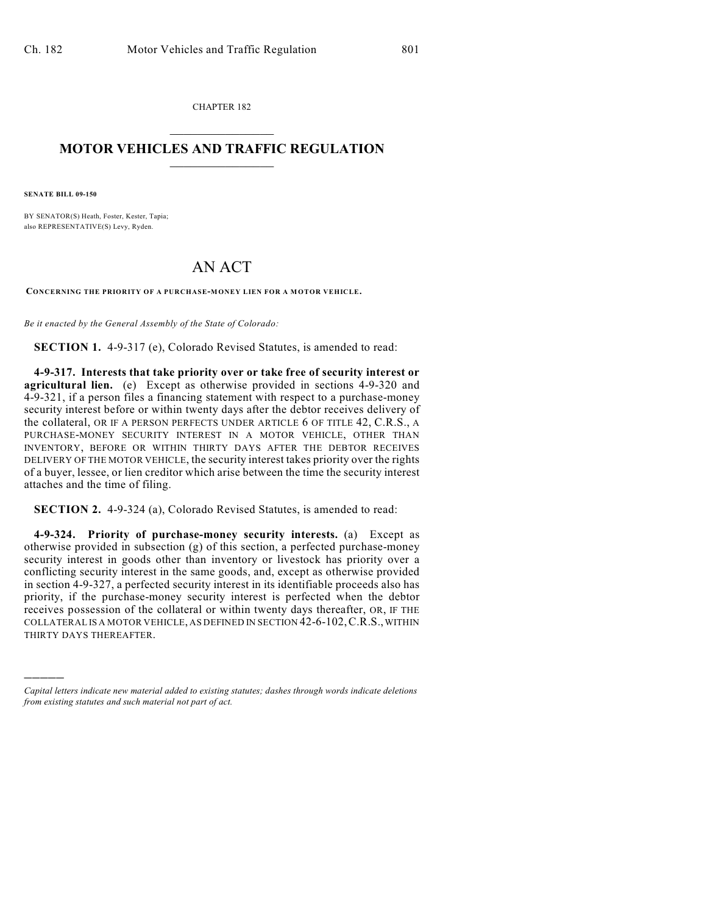CHAPTER 182

# MOTOR VEHICLES AND TRAFFIC REGULATION

**SENATE BILL 09-150**

BY SENATOR(S) Heath, Foster, Kester, Tapia;
also REPRESENTATIVE(S) Levy, Ryden.

# AN ACT

**CONCERNING THE PRIORITY OF A PURCHASE-MONEY LIEN FOR A MOTOR VEHICLE.**

*Be it enacted by the General Assembly of the State of Colorado:*

**SECTION 1.** 4-9-317 (e), Colorado Revised Statutes, is amended to read:

**4-9-317. Interests that take priority over or take free of security interest or agricultural lien.** (e) Except as otherwise provided in sections 4-9-320 and 4-9-321, if a person files a financing statement with respect to a purchase-money security interest before or within twenty days after the debtor receives delivery of the collateral, OR IF A PERSON PERFECTS UNDER ARTICLE 6 OF TITLE 42, C.R.S., A PURCHASE-MONEY SECURITY INTEREST IN A MOTOR VEHICLE, OTHER THAN INVENTORY, BEFORE OR WITHIN THIRTY DAYS AFTER THE DEBTOR RECEIVES DELIVERY OF THE MOTOR VEHICLE, the security interest takes priority over the rights of a buyer, lessee, or lien creditor which arise between the time the security interest attaches and the time of filing.

**SECTION 2.** 4-9-324 (a), Colorado Revised Statutes, is amended to read:

**4-9-324. Priority of purchase-money security interests.** (a) Except as otherwise provided in subsection (g) of this section, a perfected purchase-money security interest in goods other than inventory or livestock has priority over a conflicting security interest in the same goods, and, except as otherwise provided in section 4-9-327, a perfected security interest in its identifiable proceeds also has priority, if the purchase-money security interest is perfected when the debtor receives possession of the collateral or within twenty days thereafter, OR, IF THE COLLATERAL IS A MOTOR VEHICLE, AS DEFINED IN SECTION 42-6-102, C.R.S., WITHIN THIRTY DAYS THEREAFTER.

---

*Capital letters indicate new material added to existing statutes; dashes through words indicate deletions from existing statutes and such material not part of act.*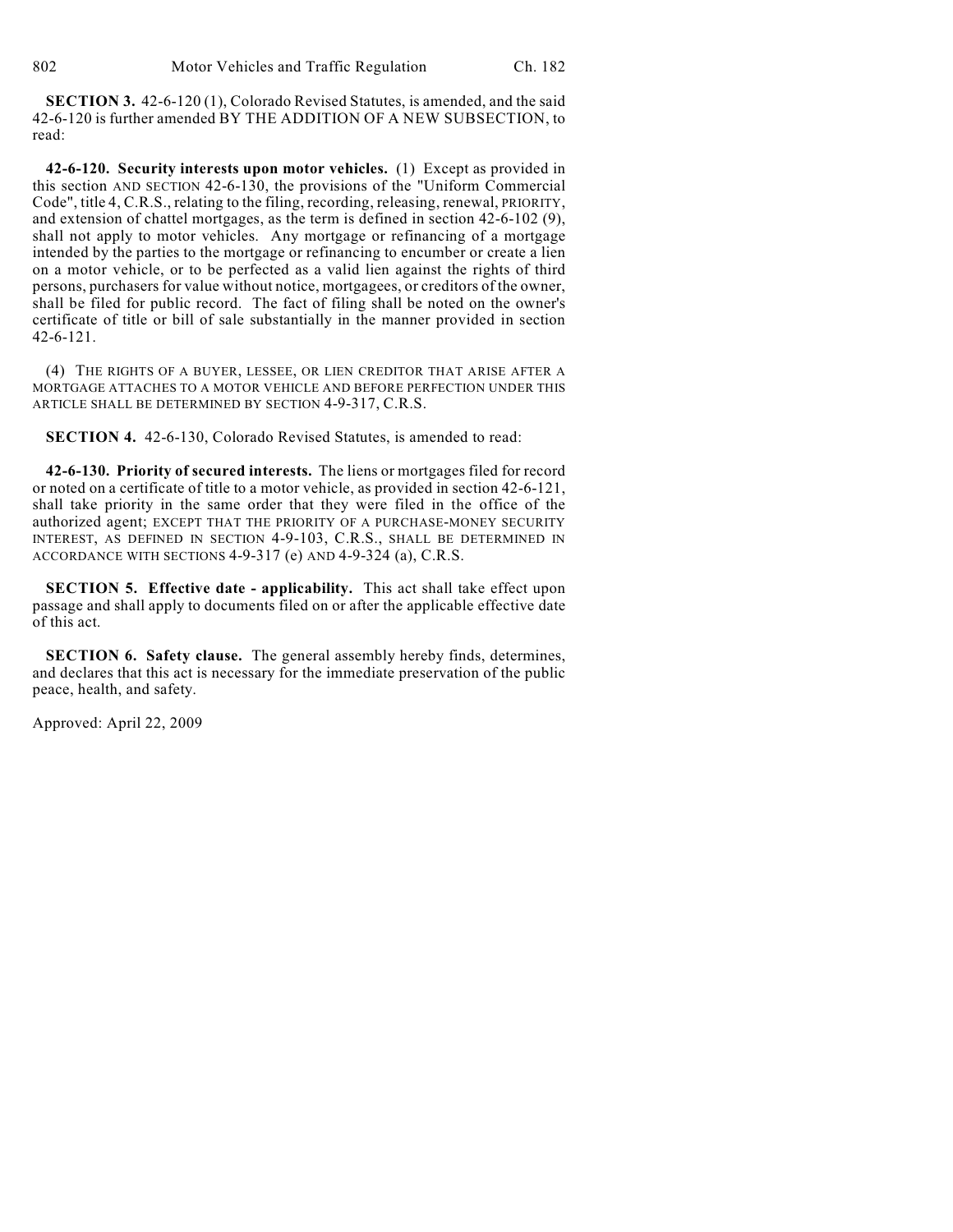**SECTION 3.** 42-6-120 (1), Colorado Revised Statutes, is amended, and the said 42-6-120 is further amended BY THE ADDITION OF A NEW SUBSECTION, to read:

**42-6-120. Security interests upon motor vehicles.** (1) Except as provided in this section AND SECTION 42-6-130, the provisions of the "Uniform Commercial Code", title 4, C.R.S., relating to the filing, recording, releasing, renewal, PRIORITY, and extension of chattel mortgages, as the term is defined in section 42-6-102 (9), shall not apply to motor vehicles. Any mortgage or refinancing of a mortgage intended by the parties to the mortgage or refinancing to encumber or create a lien on a motor vehicle, or to be perfected as a valid lien against the rights of third persons, purchasers for value without notice, mortgagees, or creditors of the owner, shall be filed for public record. The fact of filing shall be noted on the owner's certificate of title or bill of sale substantially in the manner provided in section 42-6-121.

(4) THE RIGHTS OF A BUYER, LESSEE, OR LIEN CREDITOR THAT ARISE AFTER A MORTGAGE ATTACHES TO A MOTOR VEHICLE AND BEFORE PERFECTION UNDER THIS ARTICLE SHALL BE DETERMINED BY SECTION 4-9-317, C.R.S.

**SECTION 4.** 42-6-130, Colorado Revised Statutes, is amended to read:

**42-6-130. Priority of secured interests.** The liens or mortgages filed for record or noted on a certificate of title to a motor vehicle, as provided in section 42-6-121, shall take priority in the same order that they were filed in the office of the authorized agent; EXCEPT THAT THE PRIORITY OF A PURCHASE-MONEY SECURITY INTEREST, AS DEFINED IN SECTION 4-9-103, C.R.S., SHALL BE DETERMINED IN ACCORDANCE WITH SECTIONS 4-9-317 (e) AND 4-9-324 (a), C.R.S.

**SECTION 5. Effective date - applicability.** This act shall take effect upon passage and shall apply to documents filed on or after the applicable effective date of this act.

**SECTION 6. Safety clause.** The general assembly hereby finds, determines, and declares that this act is necessary for the immediate preservation of the public peace, health, and safety.

Approved: April 22, 2009